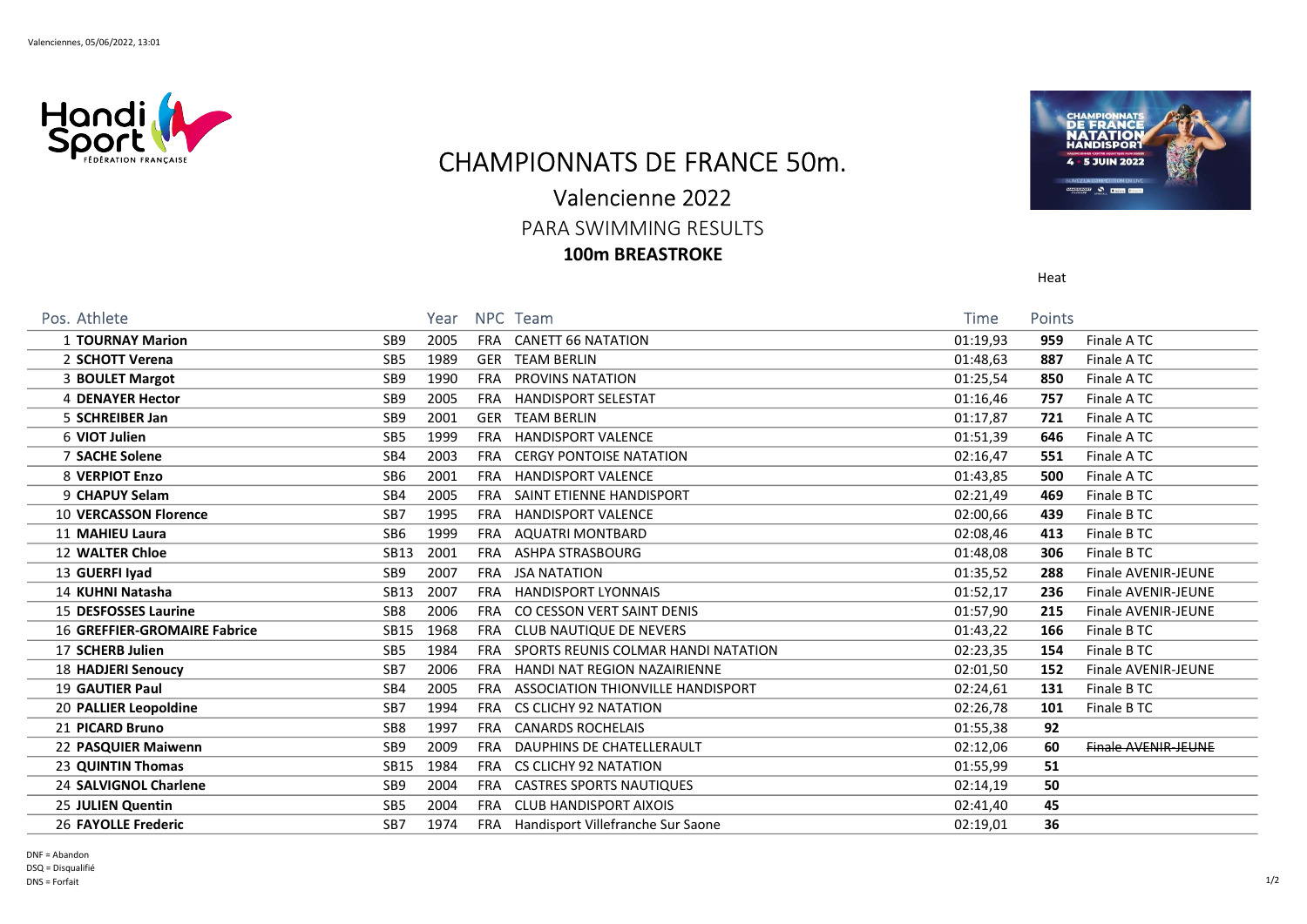Valenciennes, 05/06/2022, 13:01

# CHAMPIONNATS DE FRANCE 50m.

## Valencienne 2022

### PARA SWIMMING RESULTS

**100m BREASTROKE**

Heat

| Pos. | Athlete | | Year | NPC | Team | Time | Points | |
|---|---|---|---|---|---|---|---|---|
| 1 | **TOURNAY Marion** | SB9 | 2005 | FRA | CANETT 66 NATATION | 01:19,93 | **959** | Finale A TC |
| 2 | **SCHOTT Verena** | SB5 | 1989 | GER | TEAM BERLIN | 01:48,63 | **887** | Finale A TC |
| 3 | **BOULET Margot** | SB9 | 1990 | FRA | PROVINS NATATION | 01:25,54 | **850** | Finale A TC |
| 4 | **DENAYER Hector** | SB9 | 2005 | FRA | HANDISPORT SELESTAT | 01:16,46 | **757** | Finale A TC |
| 5 | **SCHREIBER Jan** | SB9 | 2001 | GER | TEAM BERLIN | 01:17,87 | **721** | Finale A TC |
| 6 | **VIOT Julien** | SB5 | 1999 | FRA | HANDISPORT VALENCE | 01:51,39 | **646** | Finale A TC |
| 7 | **SACHE Solene** | SB4 | 2003 | FRA | CERGY PONTOISE NATATION | 02:16,47 | **551** | Finale A TC |
| 8 | **VERPIOT Enzo** | SB6 | 2001 | FRA | HANDISPORT VALENCE | 01:43,85 | **500** | Finale A TC |
| 9 | **CHAPUY Selam** | SB4 | 2005 | FRA | SAINT ETIENNE HANDISPORT | 02:21,49 | **469** | Finale B TC |
| 10 | **VERCASSON Florence** | SB7 | 1995 | FRA | HANDISPORT VALENCE | 02:00,66 | **439** | Finale B TC |
| 11 | **MAHIEU Laura** | SB6 | 1999 | FRA | AQUATRI MONTBARD | 02:08,46 | **413** | Finale B TC |
| 12 | **WALTER Chloe** | SB13 | 2001 | FRA | ASHPA STRASBOURG | 01:48,08 | **306** | Finale B TC |
| 13 | **GUERFI Iyad** | SB9 | 2007 | FRA | JSA NATATION | 01:35,52 | **288** | Finale AVENIR-JEUNE |
| 14 | **KUHNI Natasha** | SB13 | 2007 | FRA | HANDISPORT LYONNAIS | 01:52,17 | **236** | Finale AVENIR-JEUNE |
| 15 | **DESFOSSES Laurine** | SB8 | 2006 | FRA | CO CESSON VERT SAINT DENIS | 01:57,90 | **215** | Finale AVENIR-JEUNE |
| 16 | **GREFFIER-GROMAIRE Fabrice** | SB15 | 1968 | FRA | CLUB NAUTIQUE DE NEVERS | 01:43,22 | **166** | Finale B TC |
| 17 | **SCHERB Julien** | SB5 | 1984 | FRA | SPORTS REUNIS COLMAR HANDI NATATION | 02:23,35 | **154** | Finale B TC |
| 18 | **HADJERI Senoucy** | SB7 | 2006 | FRA | HANDI NAT REGION NAZAIRIENNE | 02:01,50 | **152** | Finale AVENIR-JEUNE |
| 19 | **GAUTIER Paul** | SB4 | 2005 | FRA | ASSOCIATION THIONVILLE HANDISPORT | 02:24,61 | **131** | Finale B TC |
| 20 | **PALLIER Leopoldine** | SB7 | 1994 | FRA | CS CLICHY 92 NATATION | 02:26,78 | **101** | Finale B TC |
| 21 | **PICARD Bruno** | SB8 | 1997 | FRA | CANARDS ROCHELAIS | 01:55,38 | **92** | |
| 22 | **PASQUIER Maiwenn** | SB9 | 2009 | FRA | DAUPHINS DE CHATELLERAULT | 02:12,06 | **60** | ~~Finale AVENIR-JEUNE~~ |
| 23 | **QUINTIN Thomas** | SB15 | 1984 | FRA | CS CLICHY 92 NATATION | 01:55,99 | **51** | |
| 24 | **SALVIGNOL Charlene** | SB9 | 2004 | FRA | CASTRES SPORTS NAUTIQUES | 02:14,19 | **50** | |
| 25 | **JULIEN Quentin** | SB5 | 2004 | FRA | CLUB HANDISPORT AIXOIS | 02:41,40 | **45** | |
| 26 | **FAYOLLE Frederic** | SB7 | 1974 | FRA | Handisport Villefranche Sur Saone | 02:19,01 | **36** | |

DNF = Abandon
DSQ = Disqualifié
DNS = Forfait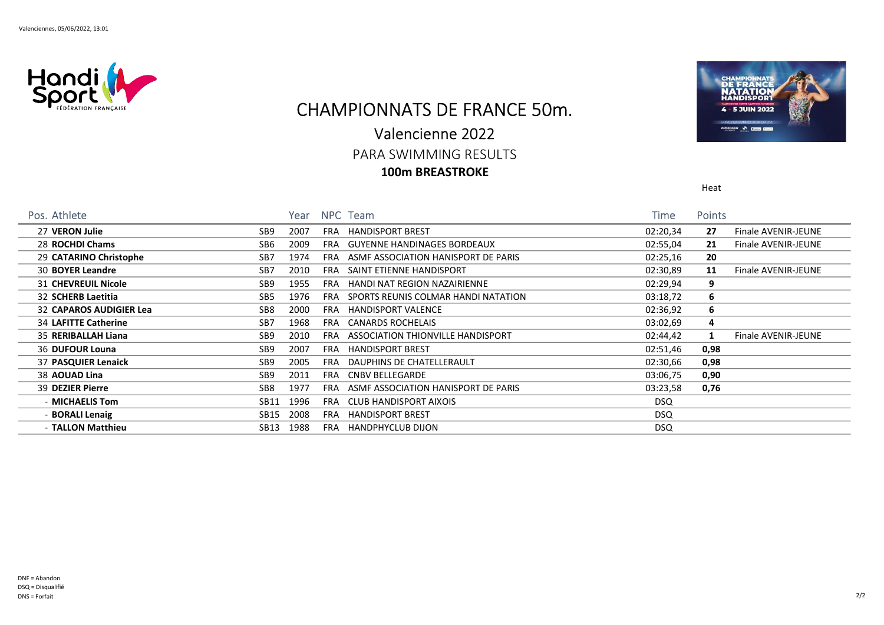Valenciennes, 05/06/2022, 13:01

# CHAMPIONNATS DE FRANCE 50m.

## Valencienne 2022

### PARA SWIMMING RESULTS

### 100m BREASTROKE

Heat

| Pos. | Athlete | | Year | NPC | Team | Time | Points | |
|---|---|---|---|---|---|---|---|---|
| 27 | **VERON Julie** | SB9 | 2007 | FRA | HANDISPORT BREST | 02:20,34 | **27** | Finale AVENIR-JEUNE |
| 28 | **ROCHDI Chams** | SB6 | 2009 | FRA | GUYENNE HANDINAGES BORDEAUX | 02:55,04 | **21** | Finale AVENIR-JEUNE |
| 29 | **CATARINO Christophe** | SB7 | 1974 | FRA | ASMF ASSOCIATION HANISPORT DE PARIS | 02:25,16 | **20** | |
| 30 | **BOYER Leandre** | SB7 | 2010 | FRA | SAINT ETIENNE HANDISPORT | 02:30,89 | **11** | Finale AVENIR-JEUNE |
| 31 | **CHEVREUIL Nicole** | SB9 | 1955 | FRA | HANDI NAT REGION NAZAIRIENNE | 02:29,94 | **9** | |
| 32 | **SCHERB Laetitia** | SB5 | 1976 | FRA | SPORTS REUNIS COLMAR HANDI NATATION | 03:18,72 | **6** | |
| 32 | **CAPAROS AUDIGIER Lea** | SB8 | 2000 | FRA | HANDISPORT VALENCE | 02:36,92 | **6** | |
| 34 | **LAFITTE Catherine** | SB7 | 1968 | FRA | CANARDS ROCHELAIS | 03:02,69 | **4** | |
| 35 | **RERIBALLAH Liana** | SB9 | 2010 | FRA | ASSOCIATION THIONVILLE HANDISPORT | 02:44,42 | **1** | Finale AVENIR-JEUNE |
| 36 | **DUFOUR Louna** | SB9 | 2007 | FRA | HANDISPORT BREST | 02:51,46 | **0,98** | |
| 37 | **PASQUIER Lenaick** | SB9 | 2005 | FRA | DAUPHINS DE CHATELLERAULT | 02:30,66 | **0,98** | |
| 38 | **AOUAD Lina** | SB9 | 2011 | FRA | CNBV BELLEGARDE | 03:06,75 | **0,90** | |
| 39 | **DEZIER Pierre** | SB8 | 1977 | FRA | ASMF ASSOCIATION HANISPORT DE PARIS | 03:23,58 | **0,76** | |
| - | **MICHAELIS Tom** | SB11 | 1996 | FRA | CLUB HANDISPORT AIXOIS | DSQ | | |
| - | **BORALI Lenaig** | SB15 | 2008 | FRA | HANDISPORT BREST | DSQ | | |
| - | **TALLON Matthieu** | SB13 | 1988 | FRA | HANDPHYCLUB DIJON | DSQ | | |

DNF = Abandon
DSQ = Disqualifié
DNS = Forfait